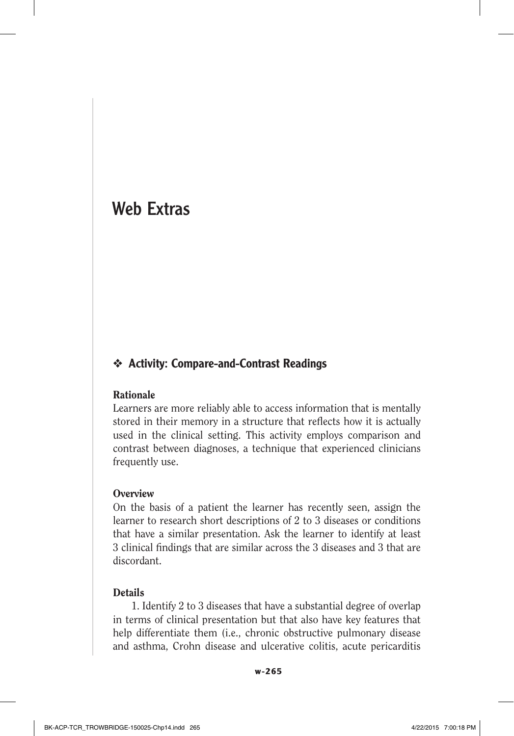# Web Extras

## ❖ Activity: Compare-and-Contrast Readings

### Rationale

Learners are more reliably able to access information that is mentally stored in their memory in a structure that reflects how it is actually used in the clinical setting. This activity employs comparison and contrast between diagnoses, a technique that experienced clinicians frequently use.

### Overview

On the basis of a patient the learner has recently seen, assign the learner to research short descriptions of 2 to 3 diseases or conditions that have a similar presentation. Ask the learner to identify at least 3 clinical findings that are similar across the 3 diseases and 3 that are discordant.

### Details

1. Identify 2 to 3 diseases that have a substantial degree of overlap in terms of clinical presentation but that also have key features that help differentiate them (i.e., chronic obstructive pulmonary disease and asthma, Crohn disease and ulcerative colitis, acute pericarditis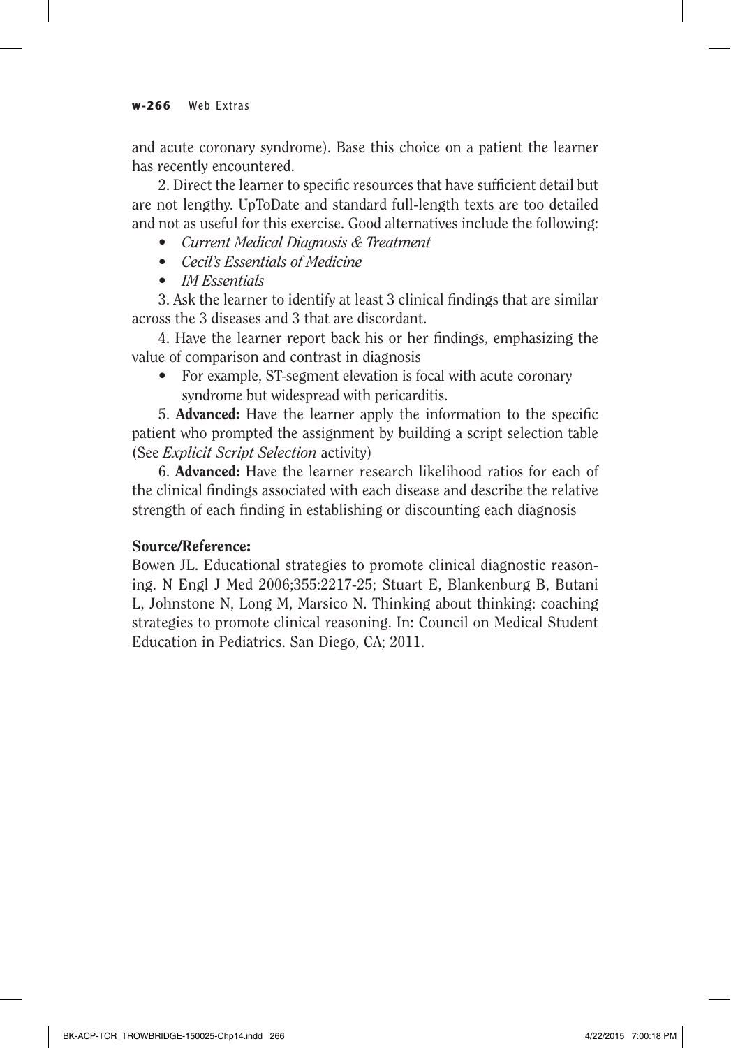and acute coronary syndrome). Base this choice on a patient the learner has recently encountered.

2. Direct the learner to specific resources that have sufficient detail but are not lengthy. UpToDate and standard full-length texts are too detailed and not as useful for this exercise. Good alternatives include the following:

- *Current Medical Diagnosis & Treatment*
- *Cecil's Essentials of Medicine*
- *IM Essentials*

3. Ask the learner to identify at least 3 clinical findings that are similar across the 3 diseases and 3 that are discordant.

4. Have the learner report back his or her findings, emphasizing the value of comparison and contrast in diagnosis

- For example, ST-segment elevation is focal with acute coronary syndrome but widespread with pericarditis.

5. **Advanced:** Have the learner apply the information to the specific patient who prompted the assignment by building a script selection table (See *Explicit Script Selection* activity)

6. **Advanced:** Have the learner research likelihood ratios for each of the clinical findings associated with each disease and describe the relative strength of each finding in establishing or discounting each diagnosis

**Source/Reference:**

Bowen JL. Educational strategies to promote clinical diagnostic reasoning. N Engl J Med 2006;355:2217-25; Stuart E, Blankenburg B, Butani L, Johnstone N, Long M, Marsico N. Thinking about thinking: coaching strategies to promote clinical reasoning. In: Council on Medical Student Education in Pediatrics. San Diego, CA; 2011.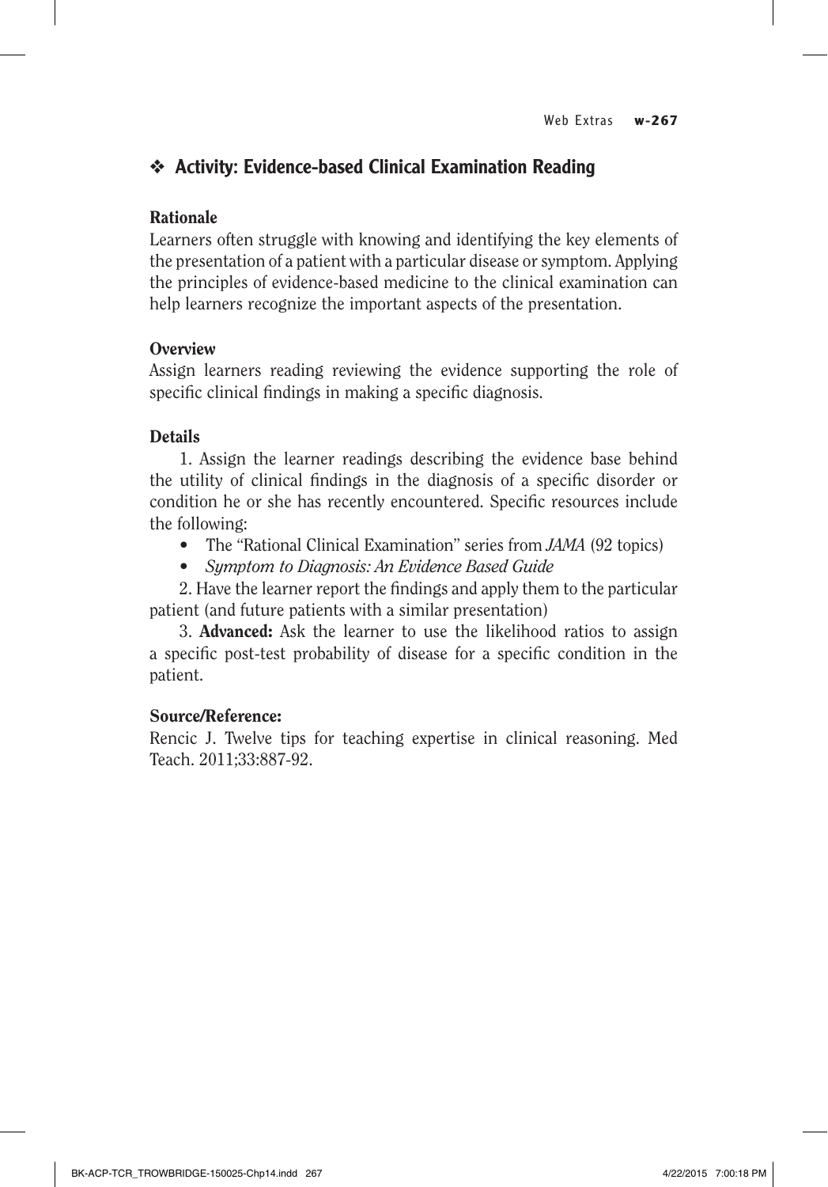## ❖ Activity: Evidence-based Clinical Examination Reading

### Rationale

Learners often struggle with knowing and identifying the key elements of the presentation of a patient with a particular disease or symptom. Applying the principles of evidence-based medicine to the clinical examination can help learners recognize the important aspects of the presentation.

### Overview

Assign learners reading reviewing the evidence supporting the role of specific clinical findings in making a specific diagnosis.

### Details

1. Assign the learner readings describing the evidence base behind the utility of clinical findings in the diagnosis of a specific disorder or condition he or she has recently encountered. Specific resources include the following:
   - The "Rational Clinical Examination" series from *JAMA* (92 topics)
   - *Symptom to Diagnosis: An Evidence Based Guide*
2. Have the learner report the findings and apply them to the particular patient (and future patients with a similar presentation)
3. **Advanced:** Ask the learner to use the likelihood ratios to assign a specific post-test probability of disease for a specific condition in the patient.

### Source/Reference:

Rencic J. Twelve tips for teaching expertise in clinical reasoning. Med Teach. 2011;33:887-92.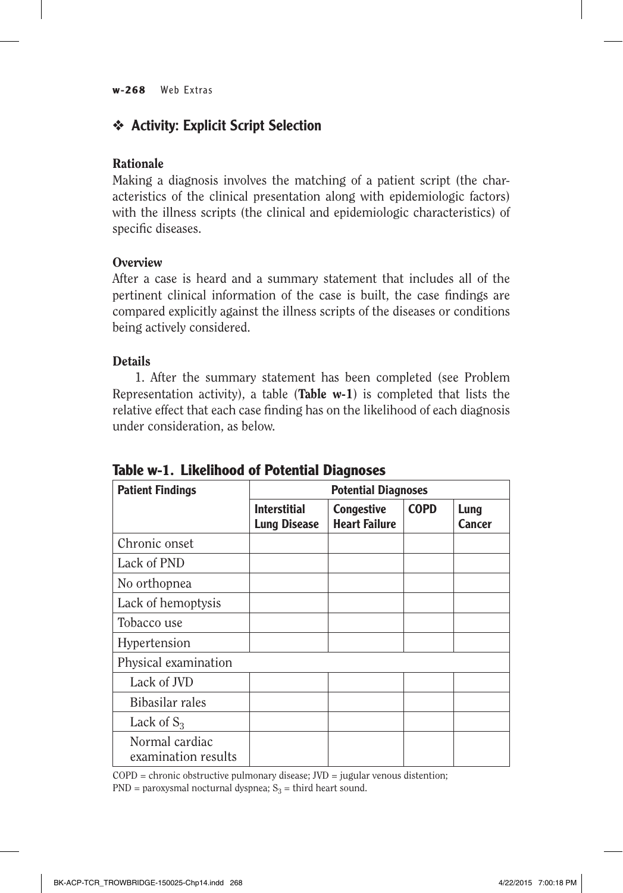## ❖ Activity: Explicit Script Selection

**Rationale**

Making a diagnosis involves the matching of a patient script (the characteristics of the clinical presentation along with epidemiologic factors) with the illness scripts (the clinical and epidemiologic characteristics) of specific diseases.

**Overview**

After a case is heard and a summary statement that includes all of the pertinent clinical information of the case is built, the case findings are compared explicitly against the illness scripts of the diseases or conditions being actively considered.

**Details**

1. After the summary statement has been completed (see Problem Representation activity), a table (**Table w-1**) is completed that lists the relative effect that each case finding has on the likelihood of each diagnosis under consideration, as below.

**Table w-1. Likelihood of Potential Diagnoses**

| Patient Findings | Potential Diagnoses | | | |
|---|---|---|---|---|
| | Interstitial Lung Disease | Congestive Heart Failure | COPD | Lung Cancer |
| Chronic onset | | | | |
| Lack of PND | | | | |
| No orthopnea | | | | |
| Lack of hemoptysis | | | | |
| Tobacco use | | | | |
| Hypertension | | | | |
| Physical examination | | | | |
| Lack of JVD | | | | |
| Bibasilar rales | | | | |
| Lack of $S_3$ | | | | |
| Normal cardiac examination results | | | | |

COPD = chronic obstructive pulmonary disease; JVD = jugular venous distention; PND = paroxysmal nocturnal dyspnea; $S_3$ = third heart sound.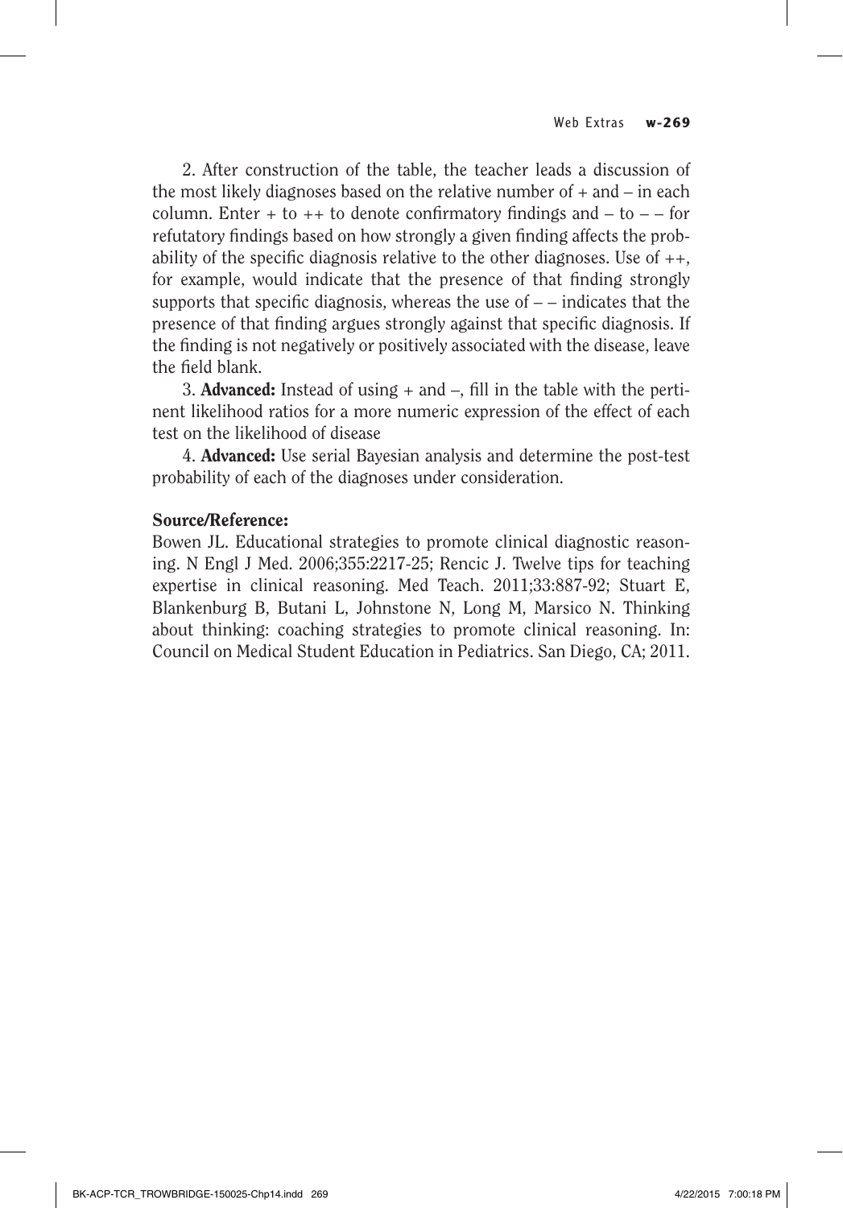2. After construction of the table, the teacher leads a discussion of the most likely diagnoses based on the relative number of + and – in each column. Enter + to ++ to denote confirmatory findings and – to – – for refutatory findings based on how strongly a given finding affects the probability of the specific diagnosis relative to the other diagnoses. Use of ++, for example, would indicate that the presence of that finding strongly supports that specific diagnosis, whereas the use of – – indicates that the presence of that finding argues strongly against that specific diagnosis. If the finding is not negatively or positively associated with the disease, leave the field blank.

3. **Advanced:** Instead of using + and –, fill in the table with the pertinent likelihood ratios for a more numeric expression of the effect of each test on the likelihood of disease

4. **Advanced:** Use serial Bayesian analysis and determine the post-test probability of each of the diagnoses under consideration.

**Source/Reference:**

Bowen JL. Educational strategies to promote clinical diagnostic reasoning. N Engl J Med. 2006;355:2217-25; Rencic J. Twelve tips for teaching expertise in clinical reasoning. Med Teach. 2011;33:887-92; Stuart E, Blankenburg B, Butani L, Johnstone N, Long M, Marsico N. Thinking about thinking: coaching strategies to promote clinical reasoning. In: Council on Medical Student Education in Pediatrics. San Diego, CA; 2011.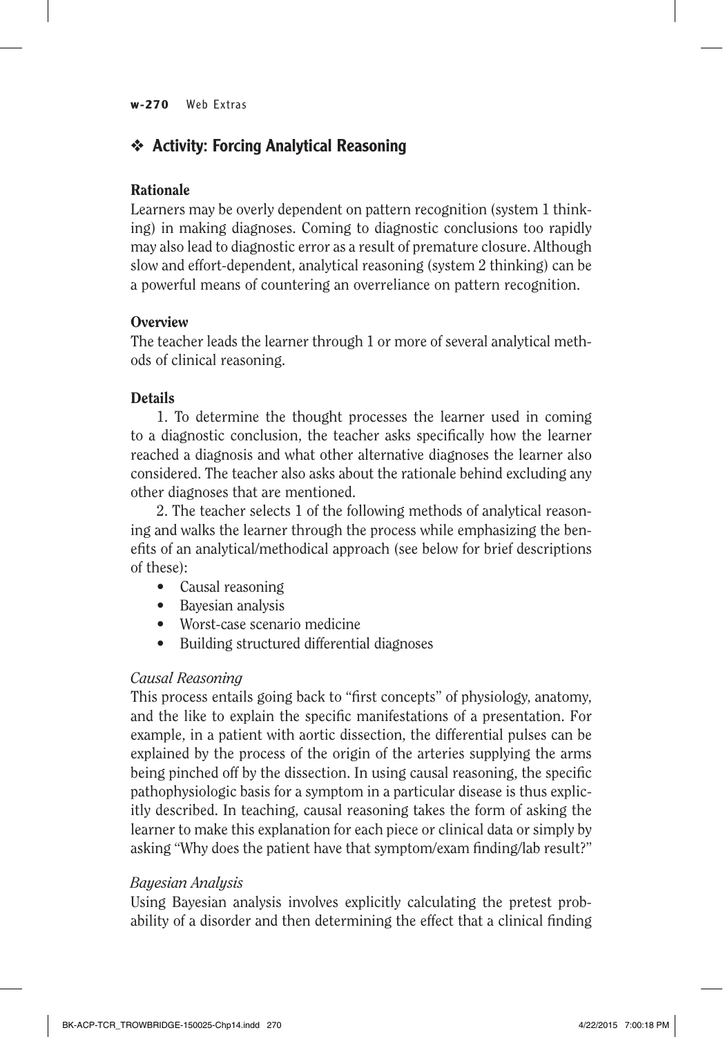## ❖ Activity: Forcing Analytical Reasoning

### Rationale

Learners may be overly dependent on pattern recognition (system 1 thinking) in making diagnoses. Coming to diagnostic conclusions too rapidly may also lead to diagnostic error as a result of premature closure. Although slow and effort-dependent, analytical reasoning (system 2 thinking) can be a powerful means of countering an overreliance on pattern recognition.

### Overview

The teacher leads the learner through 1 or more of several analytical methods of clinical reasoning.

### Details

1. To determine the thought processes the learner used in coming to a diagnostic conclusion, the teacher asks specifically how the learner reached a diagnosis and what other alternative diagnoses the learner also considered. The teacher also asks about the rationale behind excluding any other diagnoses that are mentioned.

2. The teacher selects 1 of the following methods of analytical reasoning and walks the learner through the process while emphasizing the benefits of an analytical/methodical approach (see below for brief descriptions of these):

- Causal reasoning
- Bayesian analysis
- Worst-case scenario medicine
- Building structured differential diagnoses

*Causal Reasoning*

This process entails going back to "first concepts" of physiology, anatomy, and the like to explain the specific manifestations of a presentation. For example, in a patient with aortic dissection, the differential pulses can be explained by the process of the origin of the arteries supplying the arms being pinched off by the dissection. In using causal reasoning, the specific pathophysiologic basis for a symptom in a particular disease is thus explicitly described. In teaching, causal reasoning takes the form of asking the learner to make this explanation for each piece or clinical data or simply by asking "Why does the patient have that symptom/exam finding/lab result?"

*Bayesian Analysis*

Using Bayesian analysis involves explicitly calculating the pretest probability of a disorder and then determining the effect that a clinical finding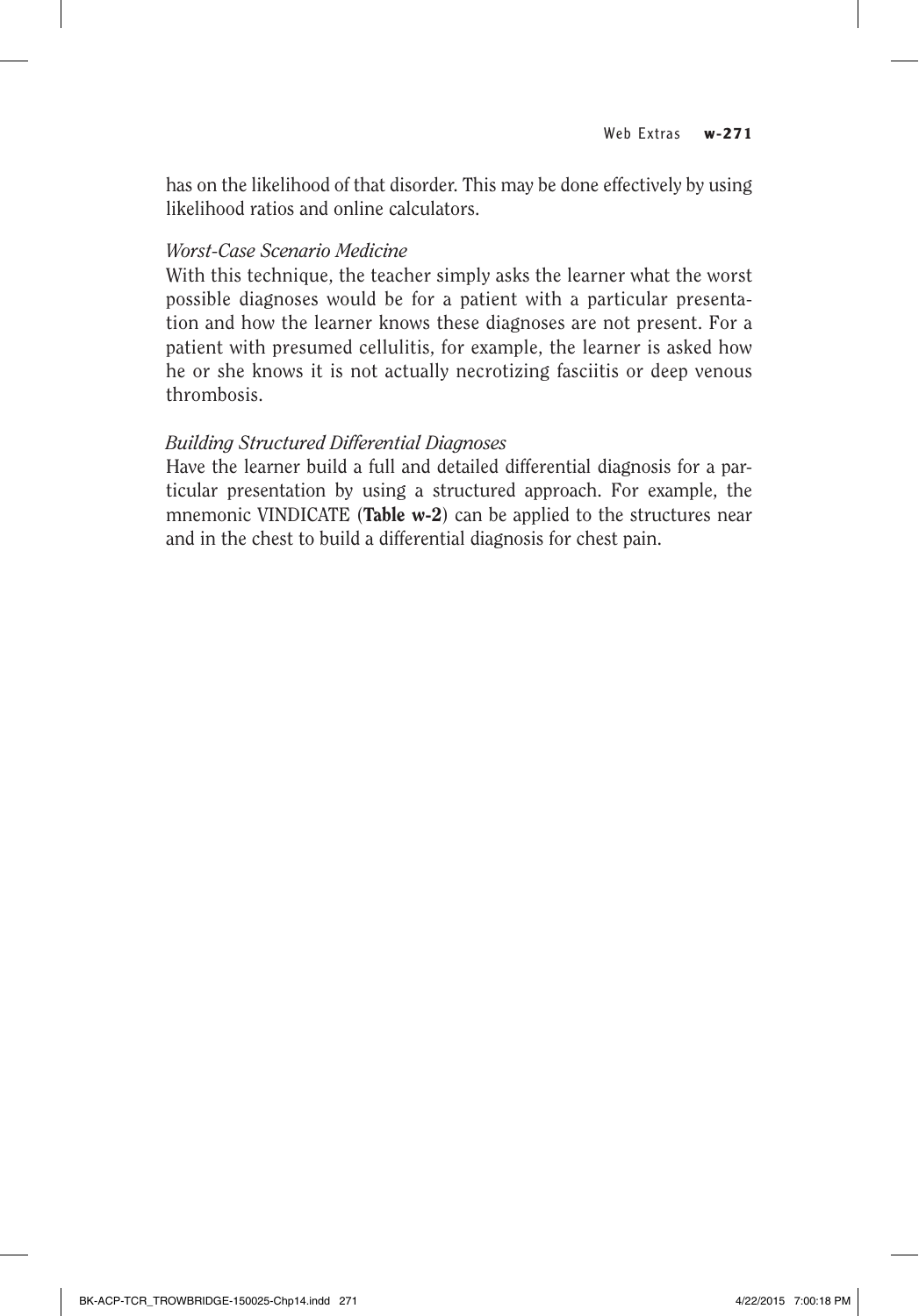has on the likelihood of that disorder. This may be done effectively by using likelihood ratios and online calculators.

*Worst-Case Scenario Medicine*

With this technique, the teacher simply asks the learner what the worst possible diagnoses would be for a patient with a particular presentation and how the learner knows these diagnoses are not present. For a patient with presumed cellulitis, for example, the learner is asked how he or she knows it is not actually necrotizing fasciitis or deep venous thrombosis.

*Building Structured Differential Diagnoses*

Have the learner build a full and detailed differential diagnosis for a particular presentation by using a structured approach. For example, the mnemonic VINDICATE (**Table w-2**) can be applied to the structures near and in the chest to build a differential diagnosis for chest pain.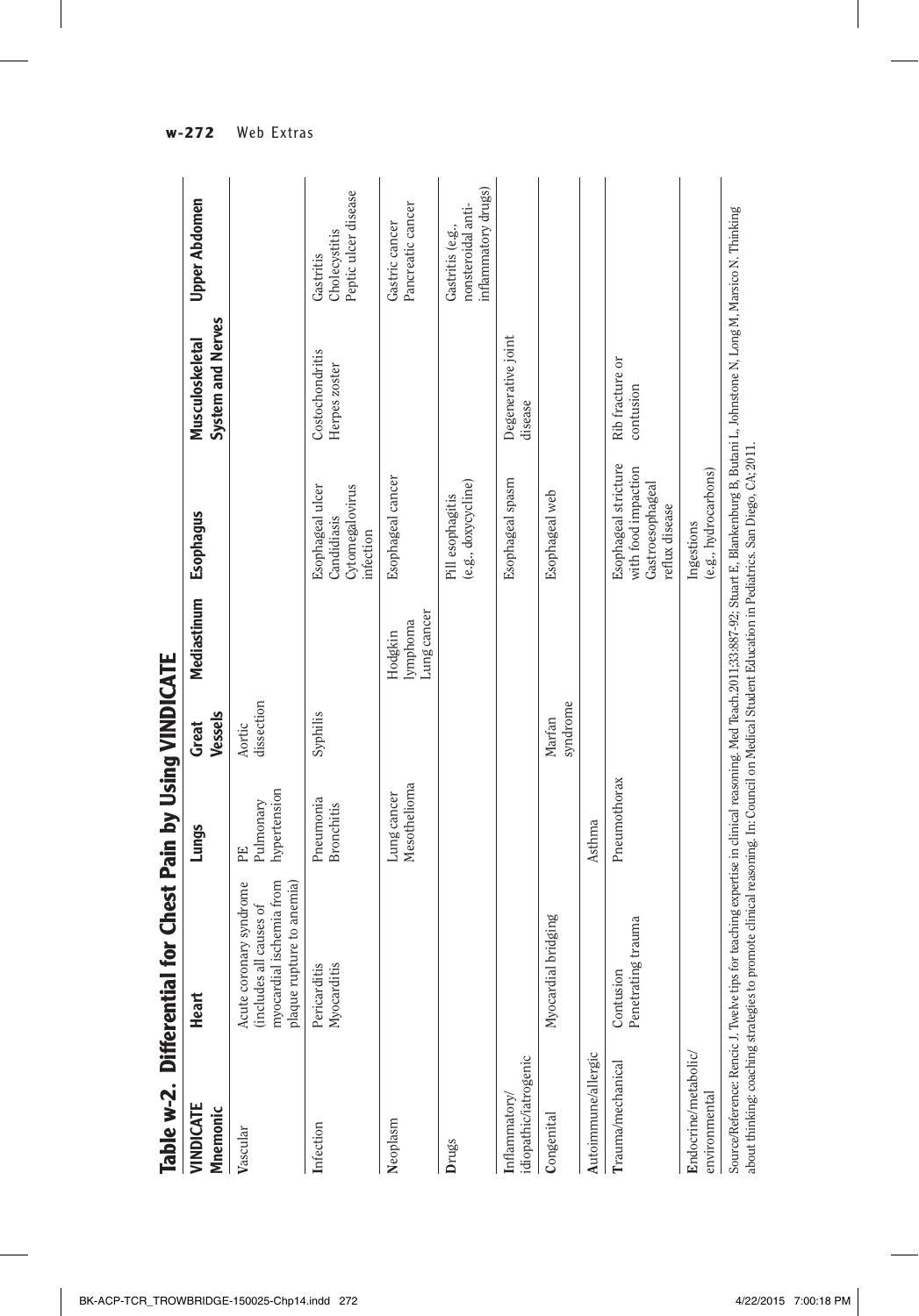## Table w-2. Differential for Chest Pain by Using VINDICATE

| VINDICATE Mnemonic | Heart | Lungs | Great Vessels | Mediastinum | Esophagus | Musculoskeletal System and Nerves | Upper Abdomen |
|---|---|---|---|---|---|---|---|
| **V**ascular | Acute coronary syndrome (includes all causes of myocardial ischemia from plaque rupture to anemia) | PE<br>Pulmonary hypertension | Aortic dissection | | | | |
| **I**nfection | Pericarditis<br>Myocarditis | Pneumonia<br>Bronchitis | Syphilis | | Esophageal ulcer<br>Candidiasis<br>Cytomegalovirus infection | Costochondritis<br>Herpes zoster | Gastritis<br>Cholecystitis<br>Peptic ulcer disease |
| **N**eoplasm | | Lung cancer<br>Mesothelioma | | Hodgkin lymphoma<br>Lung cancer | Esophageal cancer | | Gastric cancer<br>Pancreatic cancer |
| **D**rugs | | | | | Pill esophagitis (e.g., doxycycline) | | Gastritis (e.g., nonsteroidal anti-inflammatory drugs) |
| **I**nflammatory/ idiopathic/iatrogenic | | | | | Esophageal spasm | Degenerative joint disease | |
| **C**ongenital | Myocardial bridging | | Marfan syndrome | | Esophageal web | | |
| **A**utoimmune/allergic | | Asthma | | | | | |
| **T**rauma/mechanical | Contusion<br>Penetrating trauma | Pneumothorax | | | Esophageal stricture with food impaction<br>Gastroesophageal reflux disease | Rib fracture or contusion | |
| **E**ndocrine/metabolic/ environmental | | | | | Ingestions (e.g., hydrocarbons) | | |

Source/Reference: Rencic J. Twelve tips for teaching expertise in clinical reasoning. Med Teach.2011;33:887-92; Stuart E, Blankenburg B, Butani L, Johnstone N, Long M, Marsico N. Thinking about thinking: coaching strategies to promote clinical reasoning. In: Council on Medical Student Education in Pediatrics. San Diego, CA; 2011.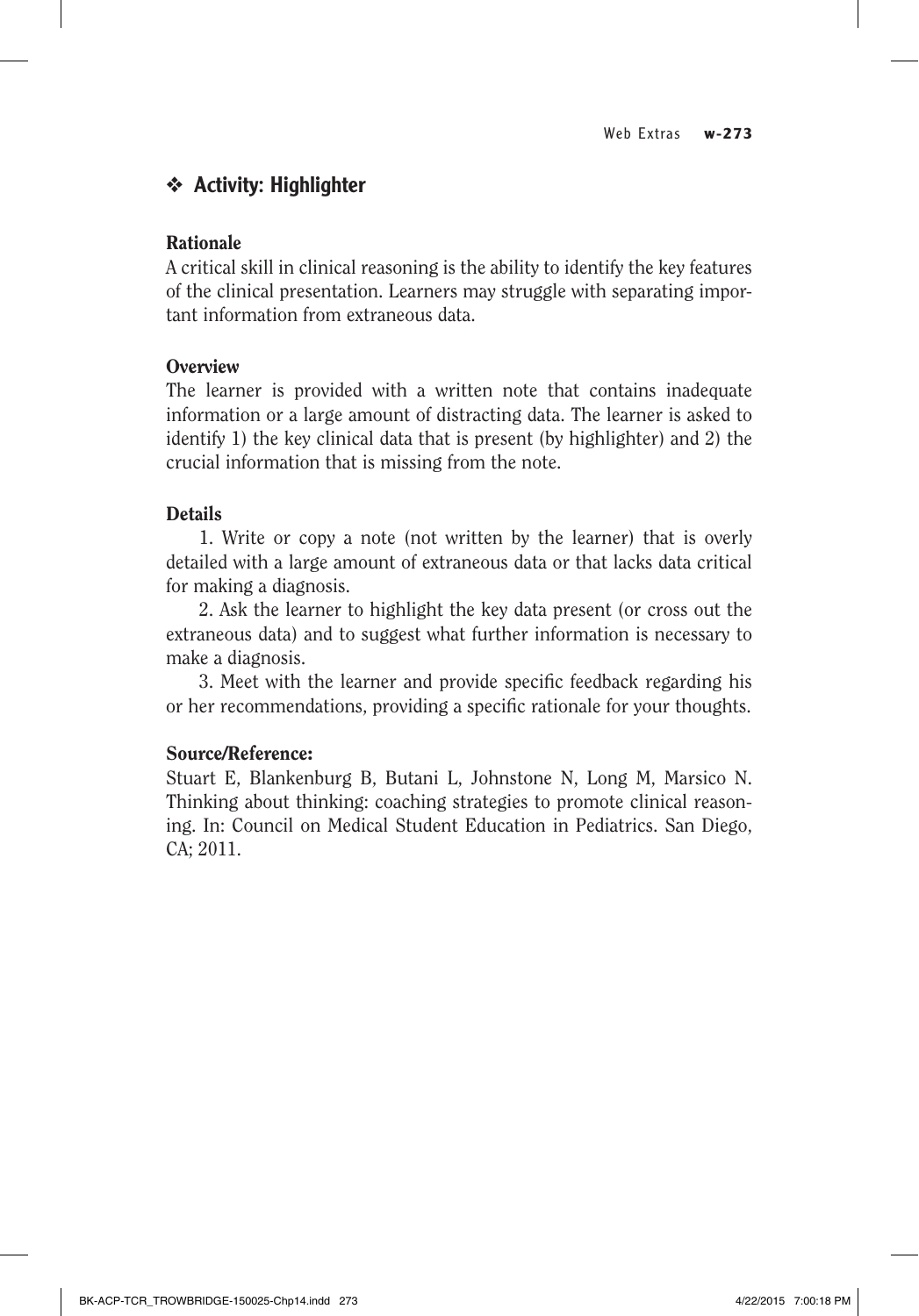## ❖ Activity: Highlighter

### Rationale

A critical skill in clinical reasoning is the ability to identify the key features of the clinical presentation. Learners may struggle with separating important information from extraneous data.

### Overview

The learner is provided with a written note that contains inadequate information or a large amount of distracting data. The learner is asked to identify 1) the key clinical data that is present (by highlighter) and 2) the crucial information that is missing from the note.

### Details

1. Write or copy a note (not written by the learner) that is overly detailed with a large amount of extraneous data or that lacks data critical for making a diagnosis.

2. Ask the learner to highlight the key data present (or cross out the extraneous data) and to suggest what further information is necessary to make a diagnosis.

3. Meet with the learner and provide specific feedback regarding his or her recommendations, providing a specific rationale for your thoughts.

### Source/Reference:

Stuart E, Blankenburg B, Butani L, Johnstone N, Long M, Marsico N. Thinking about thinking: coaching strategies to promote clinical reasoning. In: Council on Medical Student Education in Pediatrics. San Diego, CA; 2011.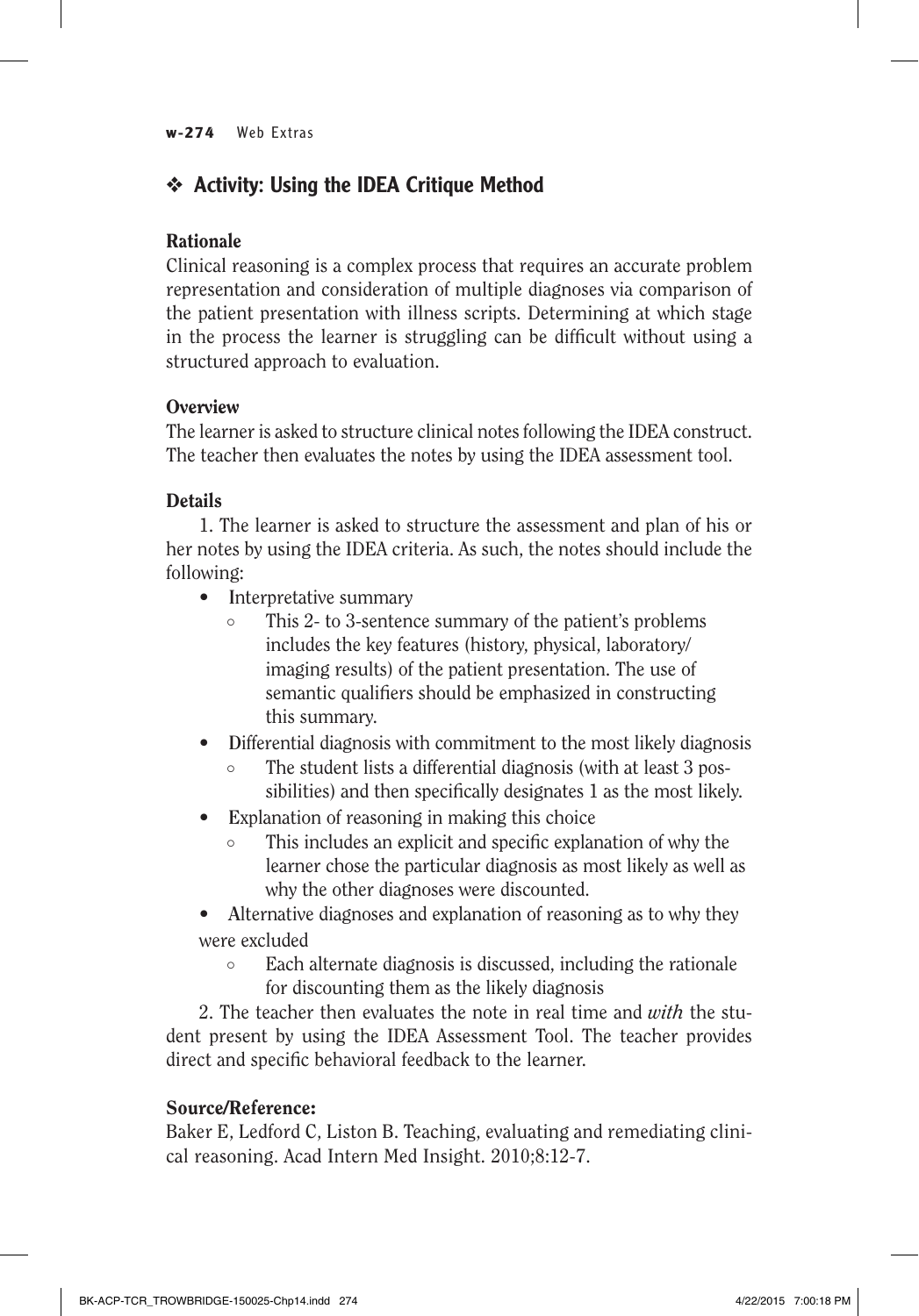## ❖ Activity: Using the IDEA Critique Method

### Rationale

Clinical reasoning is a complex process that requires an accurate problem representation and consideration of multiple diagnoses via comparison of the patient presentation with illness scripts. Determining at which stage in the process the learner is struggling can be difficult without using a structured approach to evaluation.

### Overview

The learner is asked to structure clinical notes following the IDEA construct. The teacher then evaluates the notes by using the IDEA assessment tool.

### Details

1. The learner is asked to structure the assessment and plan of his or her notes by using the IDEA criteria. As such, the notes should include the following:

- **I**nterpretative summary
  - This 2- to 3-sentence summary of the patient's problems includes the key features (history, physical, laboratory/imaging results) of the patient presentation. The use of semantic qualifiers should be emphasized in constructing this summary.
- **D**ifferential diagnosis with commitment to the most likely diagnosis
  - The student lists a differential diagnosis (with at least 3 possibilities) and then specifically designates 1 as the most likely.
- **E**xplanation of reasoning in making this choice
  - This includes an explicit and specific explanation of why the learner chose the particular diagnosis as most likely as well as why the other diagnoses were discounted.
- **A**lternative diagnoses and explanation of reasoning as to why they were excluded
  - Each alternate diagnosis is discussed, including the rationale for discounting them as the likely diagnosis

2. The teacher then evaluates the note in real time and *with* the student present by using the IDEA Assessment Tool. The teacher provides direct and specific behavioral feedback to the learner.

### Source/Reference:

Baker E, Ledford C, Liston B. Teaching, evaluating and remediating clinical reasoning. Acad Intern Med Insight. 2010;8:12-7.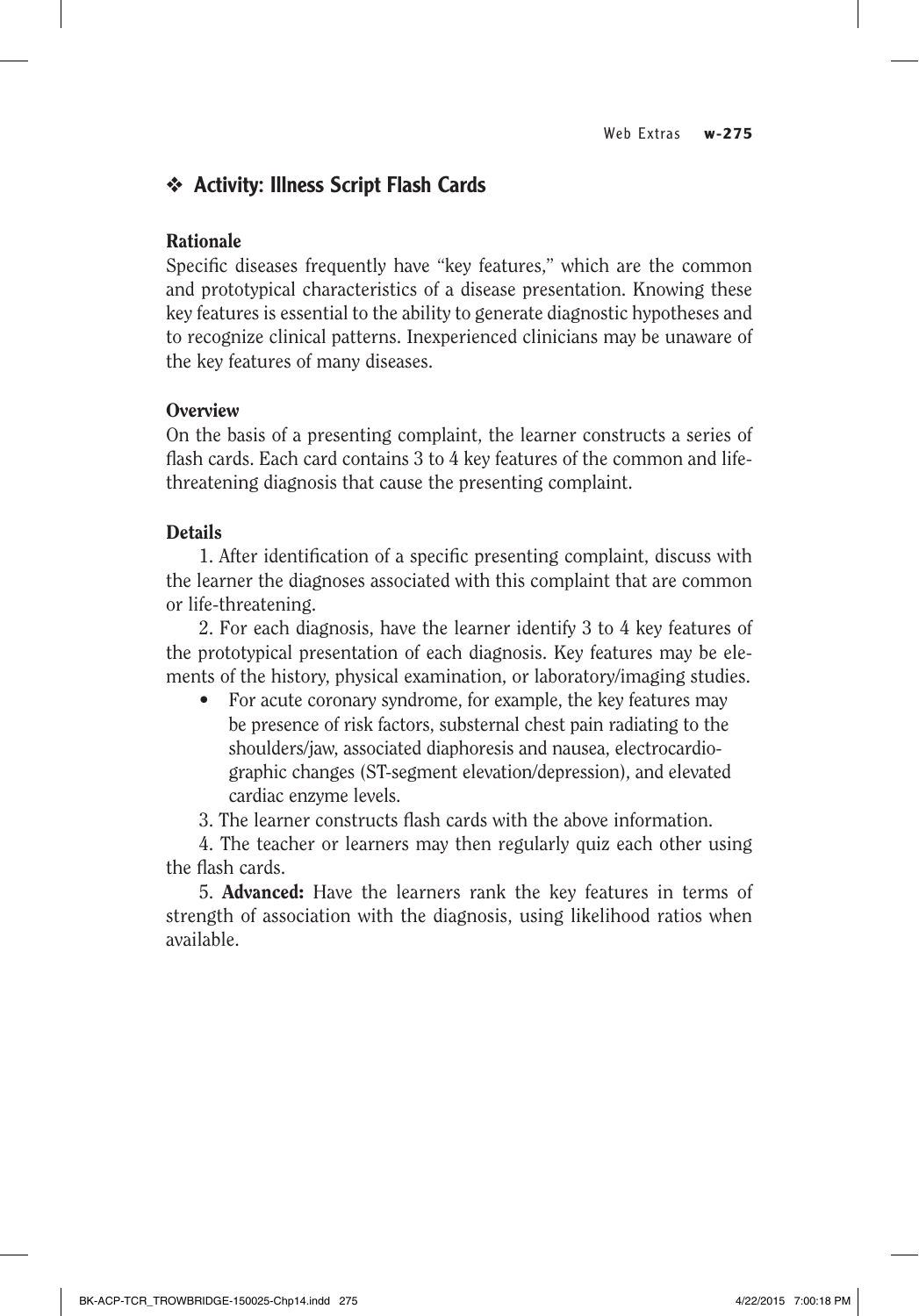## ❖ Activity: Illness Script Flash Cards

### Rationale

Specific diseases frequently have "key features," which are the common and prototypical characteristics of a disease presentation. Knowing these key features is essential to the ability to generate diagnostic hypotheses and to recognize clinical patterns. Inexperienced clinicians may be unaware of the key features of many diseases.

### Overview

On the basis of a presenting complaint, the learner constructs a series of flash cards. Each card contains 3 to 4 key features of the common and life-threatening diagnosis that cause the presenting complaint.

### Details

1. After identification of a specific presenting complaint, discuss with the learner the diagnoses associated with this complaint that are common or life-threatening.

2. For each diagnosis, have the learner identify 3 to 4 key features of the prototypical presentation of each diagnosis. Key features may be elements of the history, physical examination, or laboratory/imaging studies.

- For acute coronary syndrome, for example, the key features may be presence of risk factors, substernal chest pain radiating to the shoulders/jaw, associated diaphoresis and nausea, electrocardiographic changes (ST-segment elevation/depression), and elevated cardiac enzyme levels.

3. The learner constructs flash cards with the above information.

4. The teacher or learners may then regularly quiz each other using the flash cards.

5. **Advanced:** Have the learners rank the key features in terms of strength of association with the diagnosis, using likelihood ratios when available.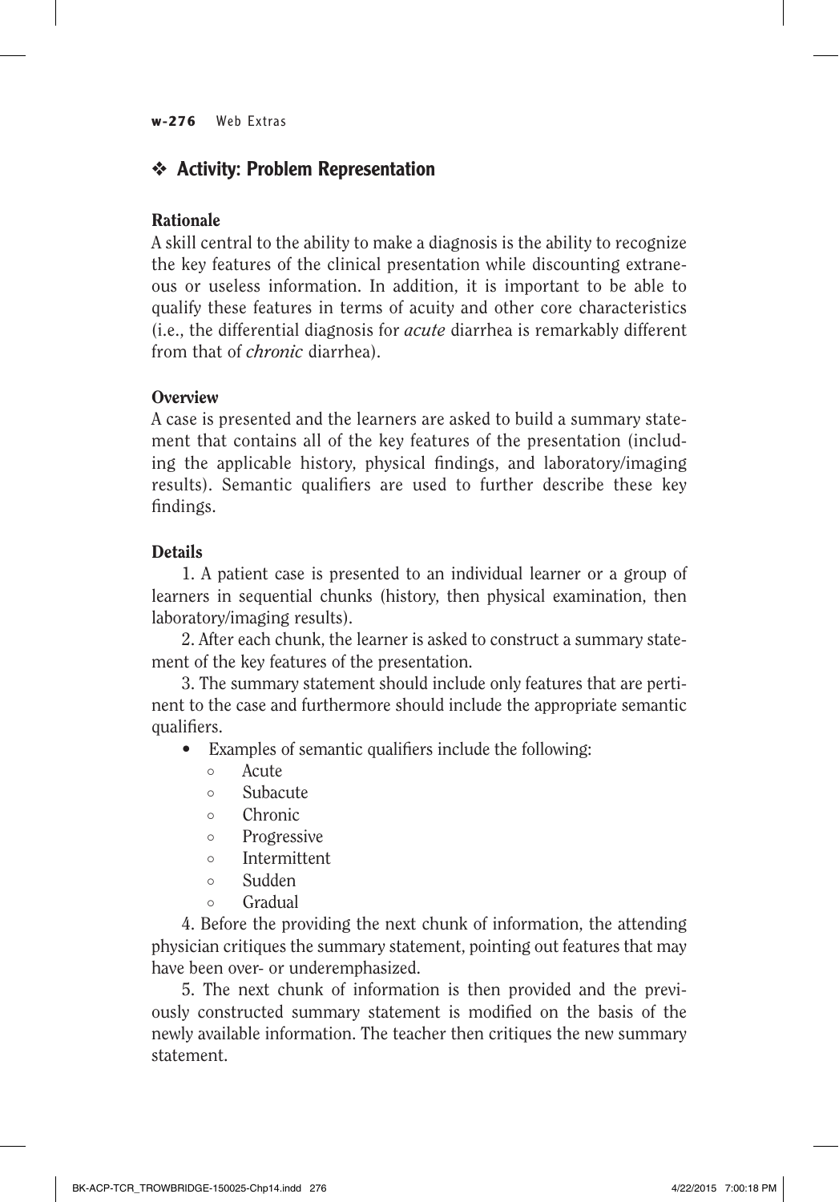## ❖ Activity: Problem Representation

### Rationale

A skill central to the ability to make a diagnosis is the ability to recognize the key features of the clinical presentation while discounting extraneous or useless information. In addition, it is important to be able to qualify these features in terms of acuity and other core characteristics (i.e., the differential diagnosis for *acute* diarrhea is remarkably different from that of *chronic* diarrhea).

### Overview

A case is presented and the learners are asked to build a summary statement that contains all of the key features of the presentation (including the applicable history, physical findings, and laboratory/imaging results). Semantic qualifiers are used to further describe these key findings.

### Details

1. A patient case is presented to an individual learner or a group of learners in sequential chunks (history, then physical examination, then laboratory/imaging results).

2. After each chunk, the learner is asked to construct a summary statement of the key features of the presentation.

3. The summary statement should include only features that are pertinent to the case and furthermore should include the appropriate semantic qualifiers.

- Examples of semantic qualifiers include the following:
    - Acute
    - Subacute
    - Chronic
    - Progressive
    - Intermittent
    - Sudden
    - Gradual

4. Before the providing the next chunk of information, the attending physician critiques the summary statement, pointing out features that may have been over- or underemphasized.

5. The next chunk of information is then provided and the previously constructed summary statement is modified on the basis of the newly available information. The teacher then critiques the new summary statement.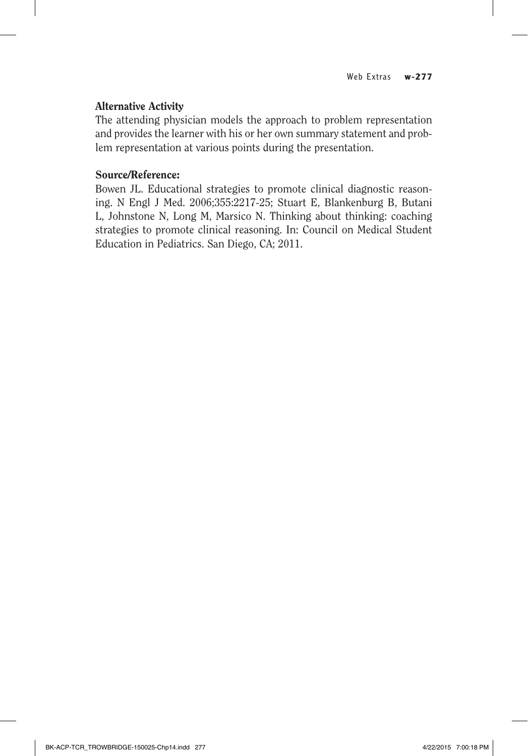### Alternative Activity

The attending physician models the approach to problem representation and provides the learner with his or her own summary statement and problem representation at various points during the presentation.

### Source/Reference:

Bowen JL. Educational strategies to promote clinical diagnostic reasoning. N Engl J Med. 2006;355:2217-25; Stuart E, Blankenburg B, Butani L, Johnstone N, Long M, Marsico N. Thinking about thinking: coaching strategies to promote clinical reasoning. In: Council on Medical Student Education in Pediatrics. San Diego, CA; 2011.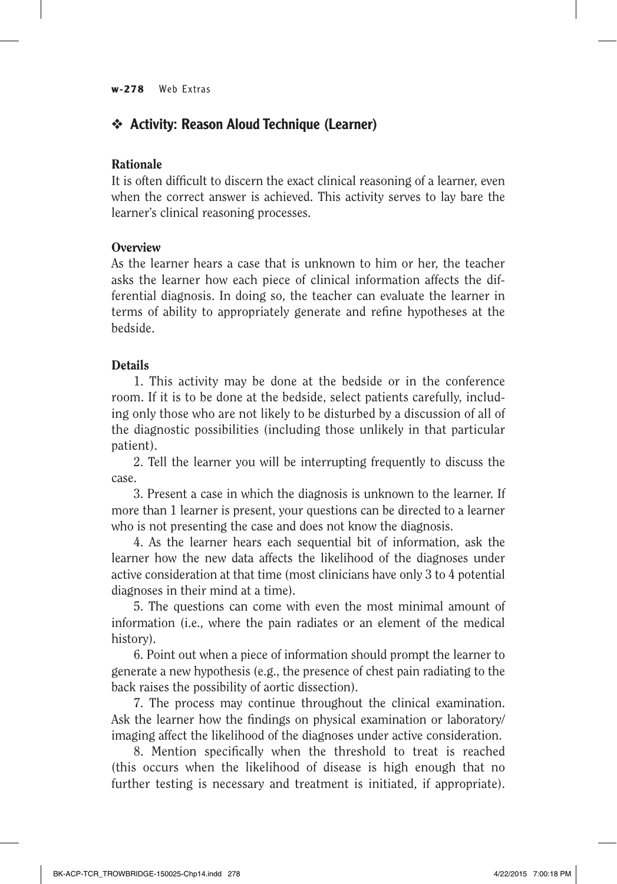## ❖ Activity: Reason Aloud Technique (Learner)

### Rationale

It is often difficult to discern the exact clinical reasoning of a learner, even when the correct answer is achieved. This activity serves to lay bare the learner's clinical reasoning processes.

### Overview

As the learner hears a case that is unknown to him or her, the teacher asks the learner how each piece of clinical information affects the differential diagnosis. In doing so, the teacher can evaluate the learner in terms of ability to appropriately generate and refine hypotheses at the bedside.

### Details

1. This activity may be done at the bedside or in the conference room. If it is to be done at the bedside, select patients carefully, including only those who are not likely to be disturbed by a discussion of all of the diagnostic possibilities (including those unlikely in that particular patient).

2. Tell the learner you will be interrupting frequently to discuss the case.

3. Present a case in which the diagnosis is unknown to the learner. If more than 1 learner is present, your questions can be directed to a learner who is not presenting the case and does not know the diagnosis.

4. As the learner hears each sequential bit of information, ask the learner how the new data affects the likelihood of the diagnoses under active consideration at that time (most clinicians have only 3 to 4 potential diagnoses in their mind at a time).

5. The questions can come with even the most minimal amount of information (i.e., where the pain radiates or an element of the medical history).

6. Point out when a piece of information should prompt the learner to generate a new hypothesis (e.g., the presence of chest pain radiating to the back raises the possibility of aortic dissection).

7. The process may continue throughout the clinical examination. Ask the learner how the findings on physical examination or laboratory/imaging affect the likelihood of the diagnoses under active consideration.

8. Mention specifically when the threshold to treat is reached (this occurs when the likelihood of disease is high enough that no further testing is necessary and treatment is initiated, if appropriate).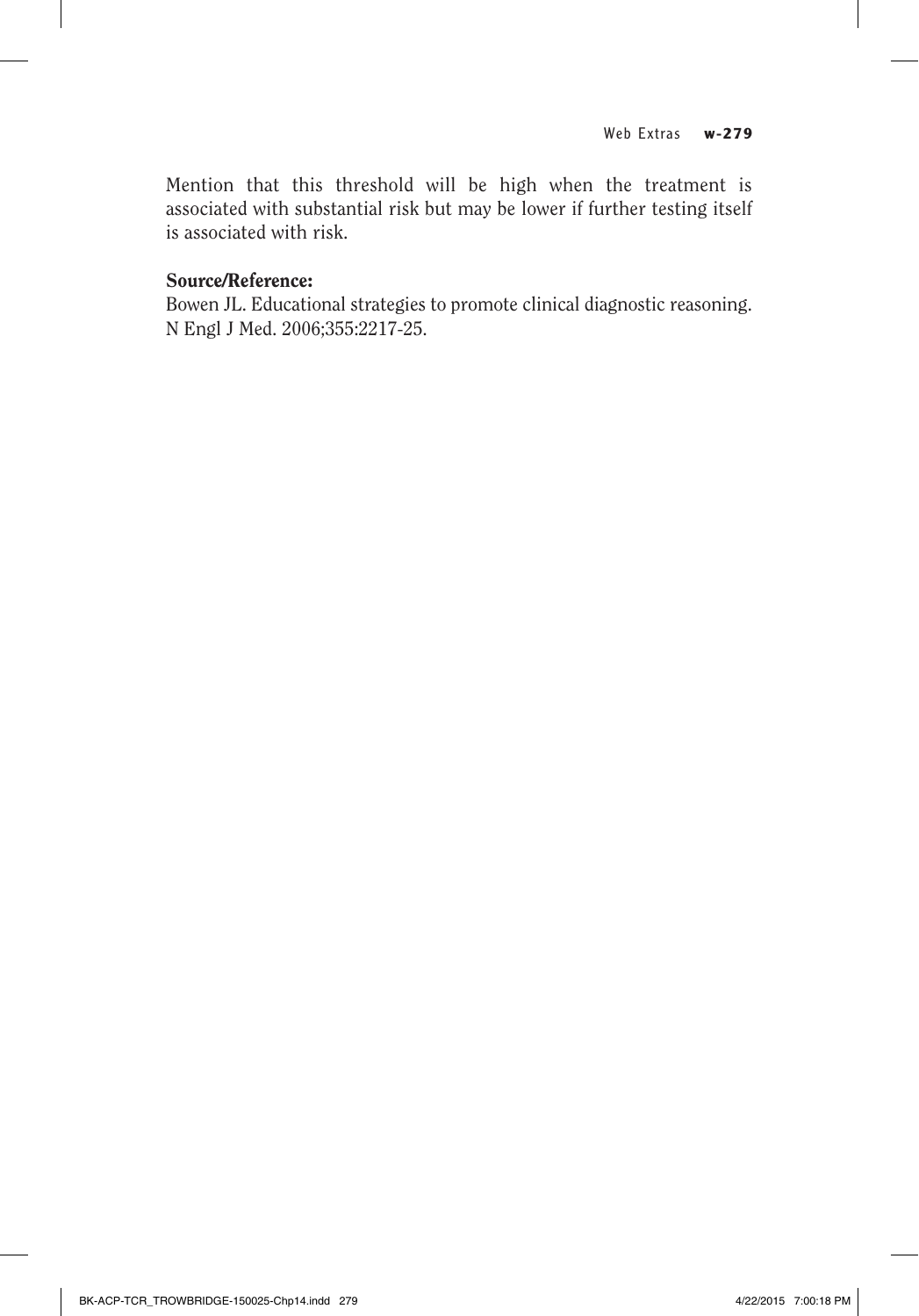Mention that this threshold will be high when the treatment is associated with substantial risk but may be lower if further testing itself is associated with risk.

**Source/Reference:**

Bowen JL. Educational strategies to promote clinical diagnostic reasoning. N Engl J Med. 2006;355:2217-25.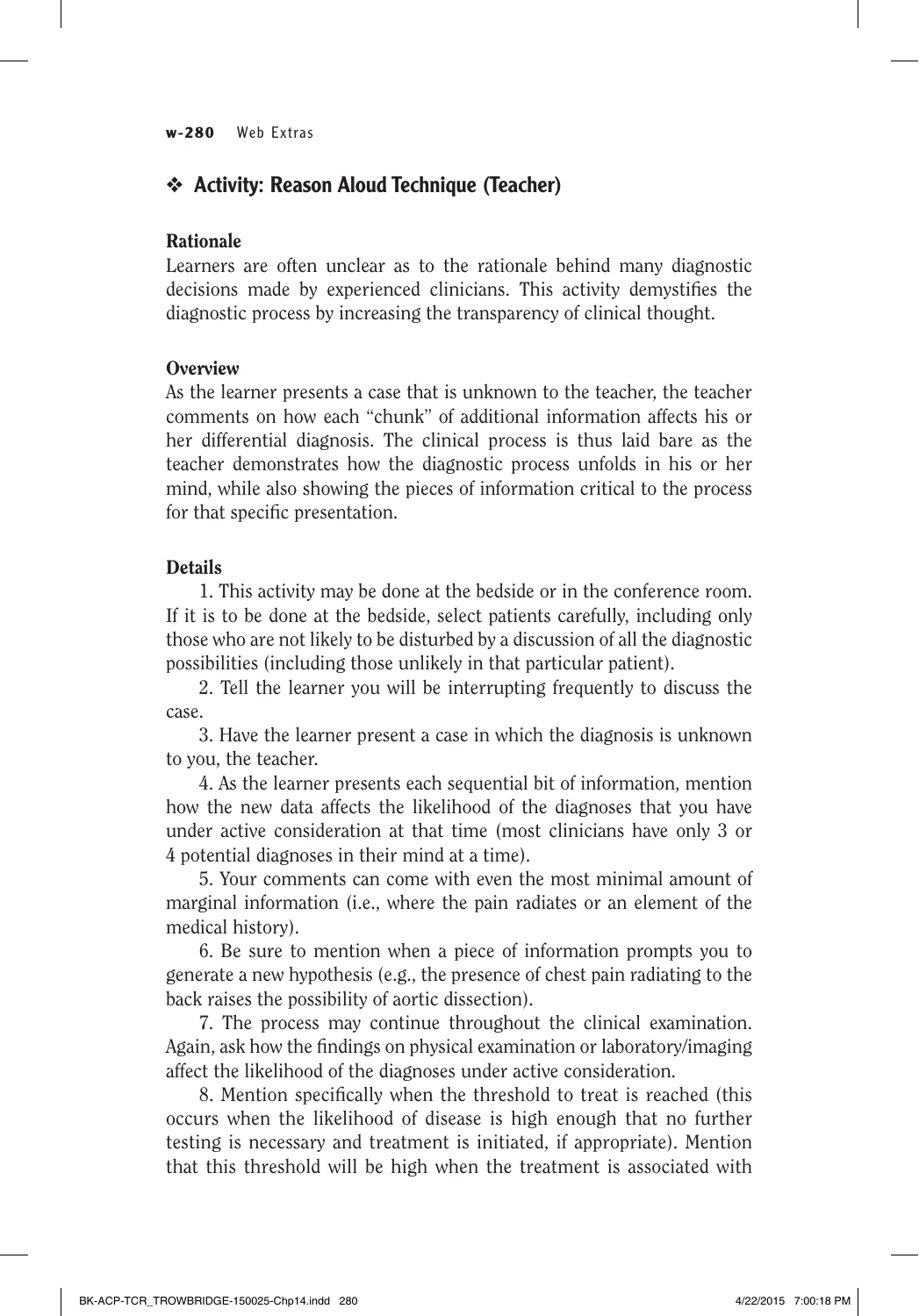## ❖ Activity: Reason Aloud Technique (Teacher)

### Rationale

Learners are often unclear as to the rationale behind many diagnostic decisions made by experienced clinicians. This activity demystifies the diagnostic process by increasing the transparency of clinical thought.

### Overview

As the learner presents a case that is unknown to the teacher, the teacher comments on how each "chunk" of additional information affects his or her differential diagnosis. The clinical process is thus laid bare as the teacher demonstrates how the diagnostic process unfolds in his or her mind, while also showing the pieces of information critical to the process for that specific presentation.

### Details

1. This activity may be done at the bedside or in the conference room. If it is to be done at the bedside, select patients carefully, including only those who are not likely to be disturbed by a discussion of all the diagnostic possibilities (including those unlikely in that particular patient).

2. Tell the learner you will be interrupting frequently to discuss the case.

3. Have the learner present a case in which the diagnosis is unknown to you, the teacher.

4. As the learner presents each sequential bit of information, mention how the new data affects the likelihood of the diagnoses that you have under active consideration at that time (most clinicians have only 3 or 4 potential diagnoses in their mind at a time).

5. Your comments can come with even the most minimal amount of marginal information (i.e., where the pain radiates or an element of the medical history).

6. Be sure to mention when a piece of information prompts you to generate a new hypothesis (e.g., the presence of chest pain radiating to the back raises the possibility of aortic dissection).

7. The process may continue throughout the clinical examination. Again, ask how the findings on physical examination or laboratory/imaging affect the likelihood of the diagnoses under active consideration.

8. Mention specifically when the threshold to treat is reached (this occurs when the likelihood of disease is high enough that no further testing is necessary and treatment is initiated, if appropriate). Mention that this threshold will be high when the treatment is associated with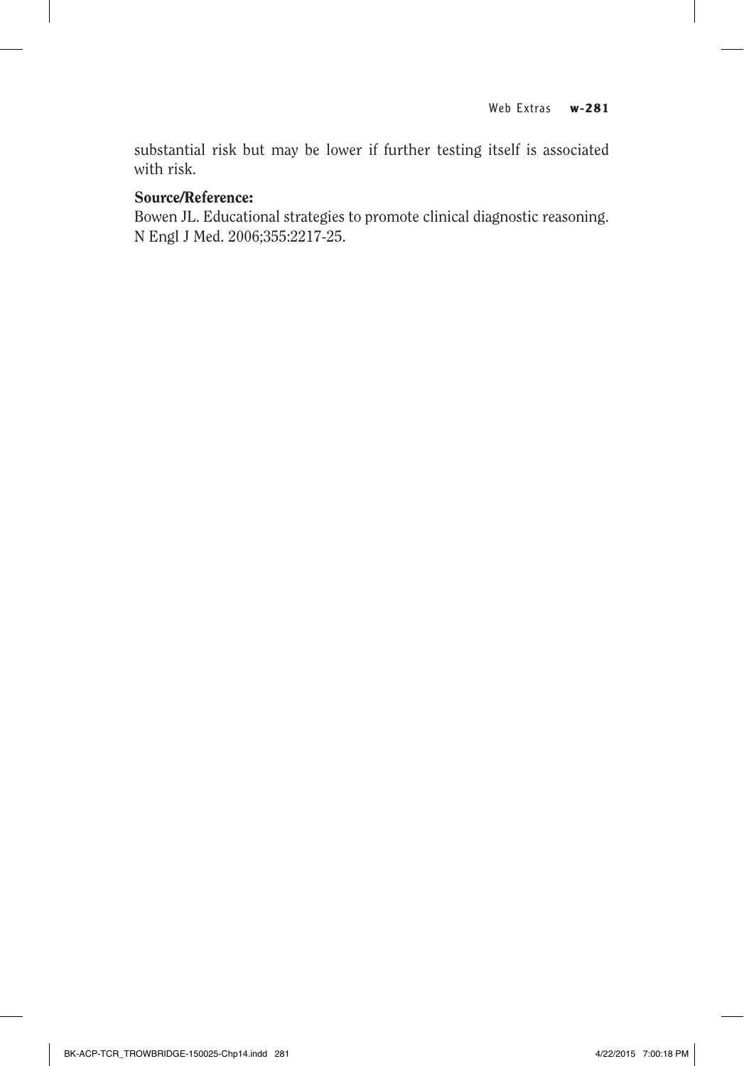substantial risk but may be lower if further testing itself is associated with risk.

**Source/Reference:**

Bowen JL. Educational strategies to promote clinical diagnostic reasoning. N Engl J Med. 2006;355:2217-25.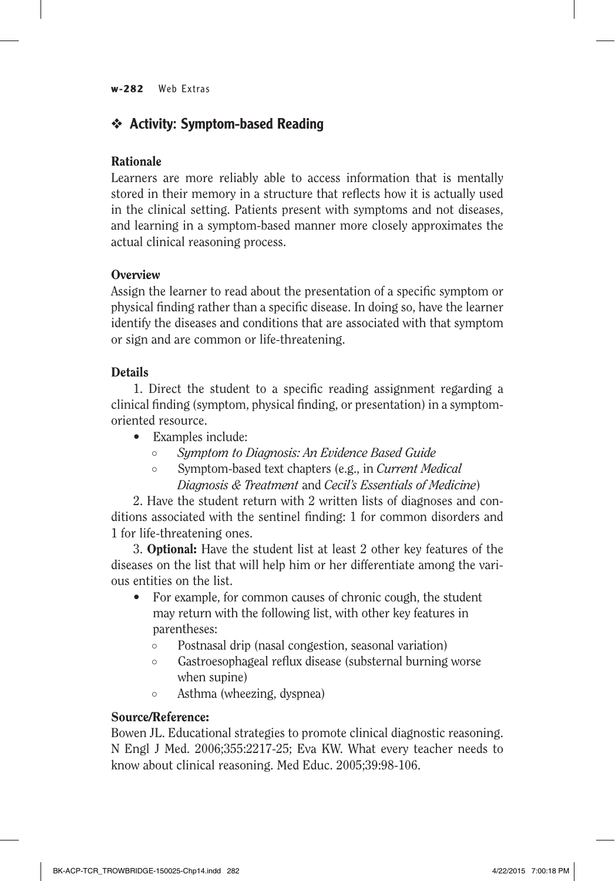## ❖ Activity: Symptom-based Reading

### Rationale

Learners are more reliably able to access information that is mentally stored in their memory in a structure that reflects how it is actually used in the clinical setting. Patients present with symptoms and not diseases, and learning in a symptom-based manner more closely approximates the actual clinical reasoning process.

### Overview

Assign the learner to read about the presentation of a specific symptom or physical finding rather than a specific disease. In doing so, have the learner identify the diseases and conditions that are associated with that symptom or sign and are common or life-threatening.

### Details

1. Direct the student to a specific reading assignment regarding a clinical finding (symptom, physical finding, or presentation) in a symptom-oriented resource.
   - Examples include:
     - *Symptom to Diagnosis: An Evidence Based Guide*
     - Symptom-based text chapters (e.g., in *Current Medical Diagnosis & Treatment* and *Cecil's Essentials of Medicine*)

2. Have the student return with 2 written lists of diagnoses and conditions associated with the sentinel finding: 1 for common disorders and 1 for life-threatening ones.

3. **Optional:** Have the student list at least 2 other key features of the diseases on the list that will help him or her differentiate among the various entities on the list.
   - For example, for common causes of chronic cough, the student may return with the following list, with other key features in parentheses:
     - Postnasal drip (nasal congestion, seasonal variation)
     - Gastroesophageal reflux disease (substernal burning worse when supine)
     - Asthma (wheezing, dyspnea)

### Source/Reference:

Bowen JL. Educational strategies to promote clinical diagnostic reasoning. N Engl J Med. 2006;355:2217-25; Eva KW. What every teacher needs to know about clinical reasoning. Med Educ. 2005;39:98-106.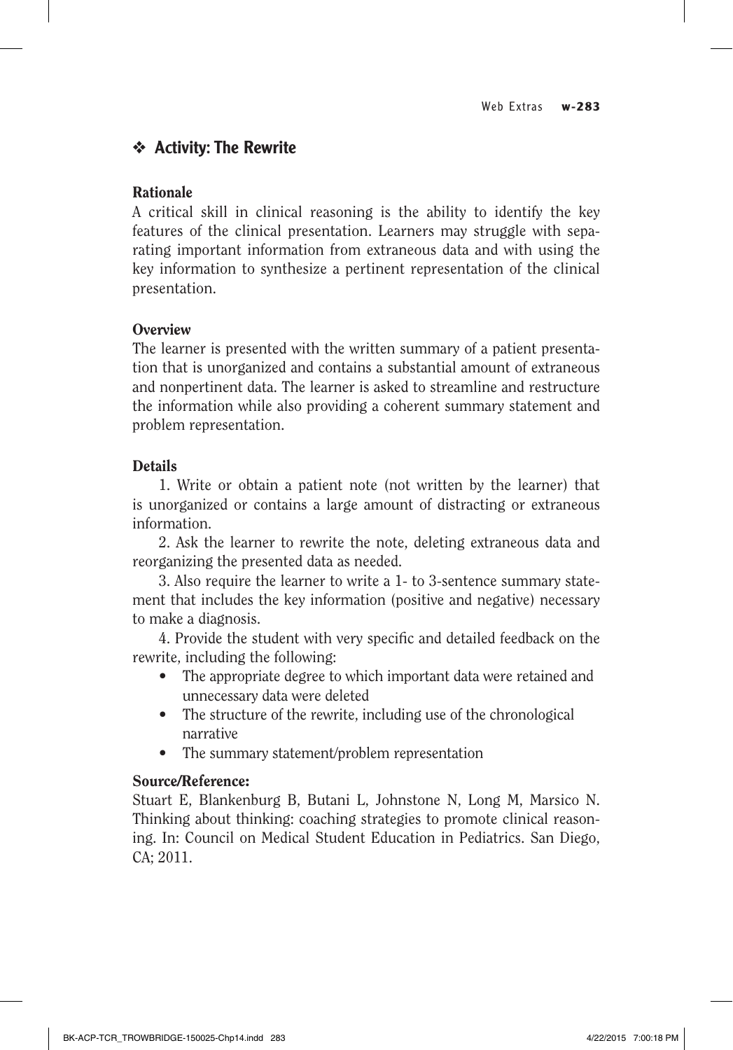## ❖ Activity: The Rewrite

### Rationale

A critical skill in clinical reasoning is the ability to identify the key features of the clinical presentation. Learners may struggle with separating important information from extraneous data and with using the key information to synthesize a pertinent representation of the clinical presentation.

### Overview

The learner is presented with the written summary of a patient presentation that is unorganized and contains a substantial amount of extraneous and nonpertinent data. The learner is asked to streamline and restructure the information while also providing a coherent summary statement and problem representation.

### Details

1. Write or obtain a patient note (not written by the learner) that is unorganized or contains a large amount of distracting or extraneous information.

2. Ask the learner to rewrite the note, deleting extraneous data and reorganizing the presented data as needed.

3. Also require the learner to write a 1- to 3-sentence summary statement that includes the key information (positive and negative) necessary to make a diagnosis.

4. Provide the student with very specific and detailed feedback on the rewrite, including the following:
   - The appropriate degree to which important data were retained and unnecessary data were deleted
   - The structure of the rewrite, including use of the chronological narrative
   - The summary statement/problem representation

### Source/Reference:

Stuart E, Blankenburg B, Butani L, Johnstone N, Long M, Marsico N. Thinking about thinking: coaching strategies to promote clinical reasoning. In: Council on Medical Student Education in Pediatrics. San Diego, CA; 2011.